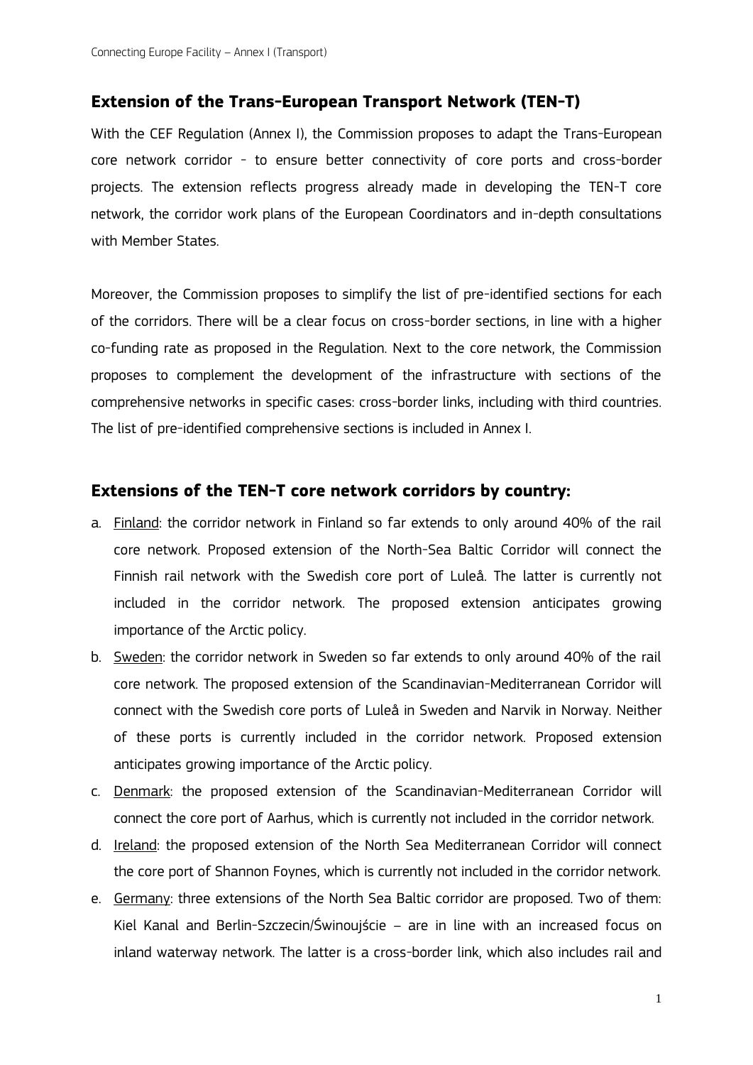## Extension of the Trans-European Transport Network (TEN-T)

With the CEF Regulation (Annex I), the Commission proposes to adapt the Trans-European core network corridor - to ensure better connectivity of core ports and cross-border projects. The extension reflects progress already made in developing the TEN-T core network, the corridor work plans of the European Coordinators and in-depth consultations with Member States.

Moreover, the Commission proposes to simplify the list of pre-identified sections for each of the corridors. There will be a clear focus on cross-border sections, in line with a higher co-funding rate as proposed in the Regulation. Next to the core network, the Commission proposes to complement the development of the infrastructure with sections of the comprehensive networks in specific cases: cross-border links, including with third countries. The list of pre-identified comprehensive sections is included in Annex I.

## Extensions of the TEN-T core network corridors by country:

a. Finland: the corridor network in Finland so far extends to only around 40% of the rail core network. Proposed extension of the North-Sea Baltic Corridor will connect the Finnish rail network with the Swedish core port of Luleå. The latter is currently not included in the corridor network. The proposed extension anticipates growing importance of the Arctic policy.
b. Sweden: the corridor network in Sweden so far extends to only around 40% of the rail core network. The proposed extension of the Scandinavian-Mediterranean Corridor will connect with the Swedish core ports of Luleå in Sweden and Narvik in Norway. Neither of these ports is currently included in the corridor network. Proposed extension anticipates growing importance of the Arctic policy.
c. Denmark: the proposed extension of the Scandinavian-Mediterranean Corridor will connect the core port of Aarhus, which is currently not included in the corridor network.
d. Ireland: the proposed extension of the North Sea Mediterranean Corridor will connect the core port of Shannon Foynes, which is currently not included in the corridor network.
e. Germany: three extensions of the North Sea Baltic corridor are proposed. Two of them: Kiel Kanal and Berlin-Szczecin/Świnoujście – are in line with an increased focus on inland waterway network. The latter is a cross-border link, which also includes rail and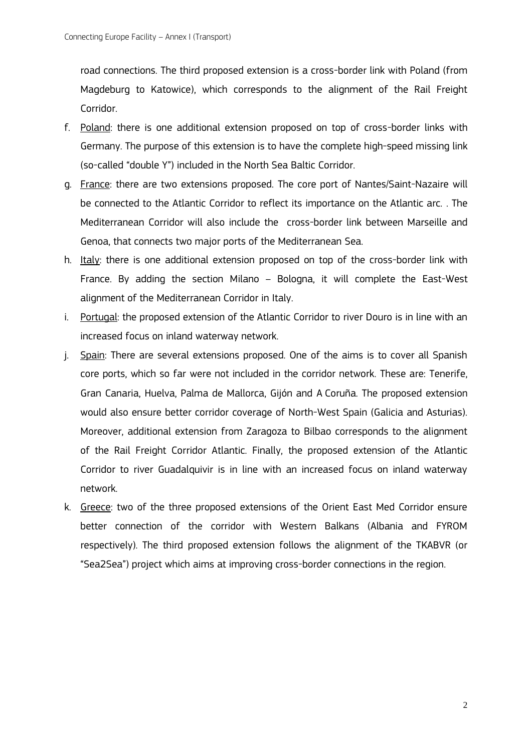road connections. The third proposed extension is a cross-border link with Poland (from Magdeburg to Katowice), which corresponds to the alignment of the Rail Freight Corridor.

f. Poland: there is one additional extension proposed on top of cross-border links with Germany. The purpose of this extension is to have the complete high-speed missing link (so-called "double Y") included in the North Sea Baltic Corridor.

g. France: there are two extensions proposed. The core port of Nantes/Saint-Nazaire will be connected to the Atlantic Corridor to reflect its importance on the Atlantic arc. . The Mediterranean Corridor will also include the cross-border link between Marseille and Genoa, that connects two major ports of the Mediterranean Sea.

h. Italy: there is one additional extension proposed on top of the cross-border link with France. By adding the section Milano – Bologna, it will complete the East-West alignment of the Mediterranean Corridor in Italy.

i. Portugal: the proposed extension of the Atlantic Corridor to river Douro is in line with an increased focus on inland waterway network.

j. Spain: There are several extensions proposed. One of the aims is to cover all Spanish core ports, which so far were not included in the corridor network. These are: Tenerife, Gran Canaria, Huelva, Palma de Mallorca, Gijón and A Coruña. The proposed extension would also ensure better corridor coverage of North-West Spain (Galicia and Asturias). Moreover, additional extension from Zaragoza to Bilbao corresponds to the alignment of the Rail Freight Corridor Atlantic. Finally, the proposed extension of the Atlantic Corridor to river Guadalquivir is in line with an increased focus on inland waterway network.

k. Greece: two of the three proposed extensions of the Orient East Med Corridor ensure better connection of the corridor with Western Balkans (Albania and FYROM respectively). The third proposed extension follows the alignment of the TKABVR (or "Sea2Sea") project which aims at improving cross-border connections in the region.